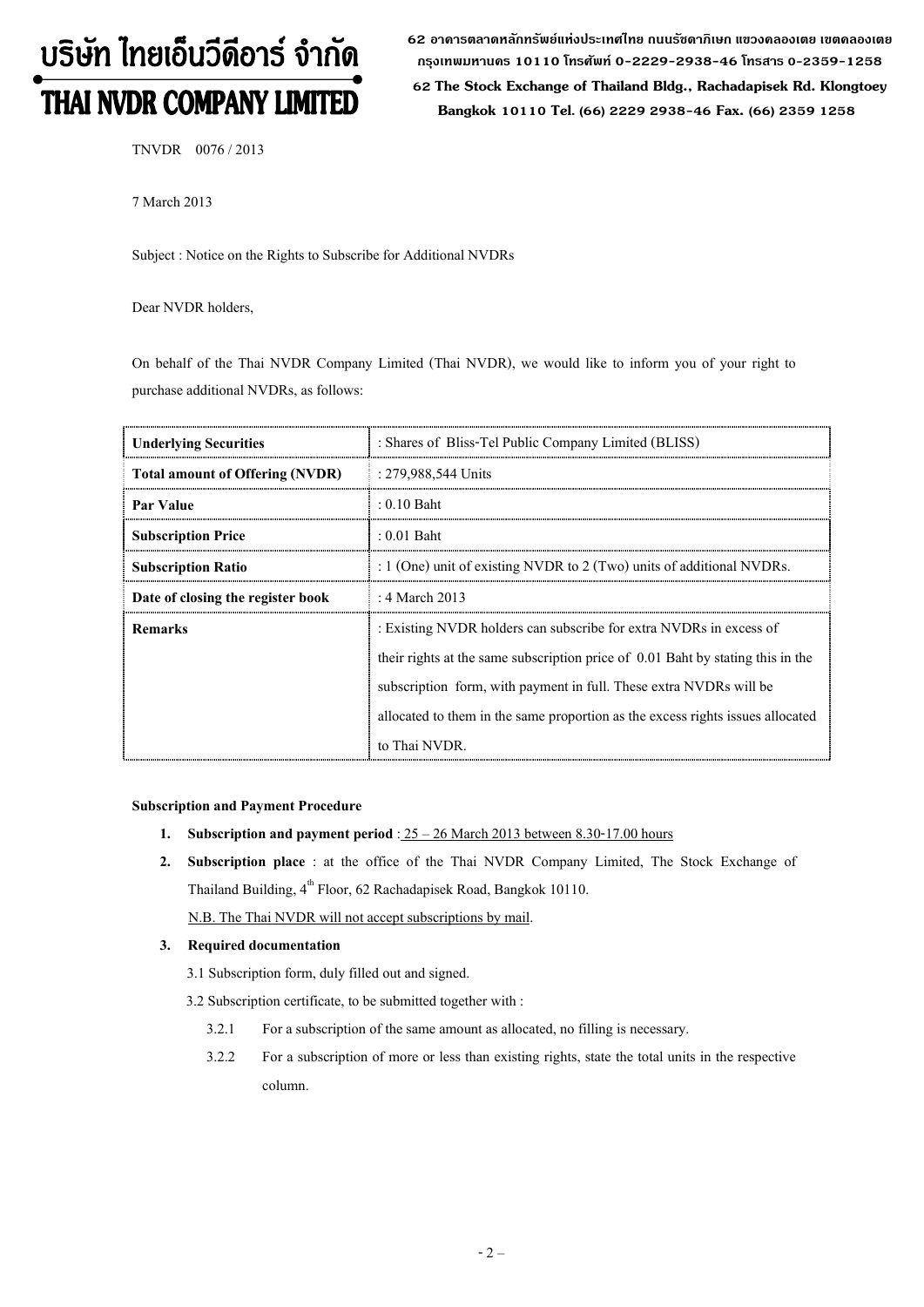# บริษัท ไทยเอ็นวีดีอาร์ จำกัด
# THAI NVDR COMPANY LIMITED

62 อาคารตลาดหลักทรัพย์แห่งประเทศไทย ถนนรัชดาภิเษก แขวงคลองเตย เขตคลองเตย กรุงเทพมหานคร 10110 โทรศัพท์ 0-2229-2938-46 โทรสาร 0-2359-1258

62 The Stock Exchange of Thailand Bldg., Rachadapisek Rd. Klongtoey Bangkok 10110 Tel. (66) 2229 2938-46 Fax. (66) 2359 1258

TNVDR 0076 / 2013

7 March 2013

Subject : Notice on the Rights to Subscribe for Additional NVDRs

Dear NVDR holders,

On behalf of the Thai NVDR Company Limited (Thai NVDR), we would like to inform you of your right to purchase additional NVDRs, as follows:

| **Underlying Securities** | : Shares of Bliss-Tel Public Company Limited (BLISS) |
|---|---|
| **Total amount of Offering (NVDR)** | : 279,988,544 Units |
| **Par Value** | : 0.10 Baht |
| **Subscription Price** | : 0.01 Baht |
| **Subscription Ratio** | : 1 (One) unit of existing NVDR to 2 (Two) units of additional NVDRs. |
| **Date of closing the register book** | : 4 March 2013 |
| **Remarks** | : Existing NVDR holders can subscribe for extra NVDRs in excess of their rights at the same subscription price of 0.01 Baht by stating this in the subscription form, with payment in full. These extra NVDRs will be allocated to them in the same proportion as the excess rights issues allocated to Thai NVDR. |

**Subscription and Payment Procedure**

1. **Subscription and payment period** : 25 – 26 March 2013 between 8.30-17.00 hours
2. **Subscription place** : at the office of the Thai NVDR Company Limited, The Stock Exchange of Thailand Building, 4th Floor, 62 Rachadapisek Road, Bangkok 10110.

   N.B. The Thai NVDR will not accept subscriptions by mail.
3. **Required documentation**

   3.1 Subscription form, duly filled out and signed.

   3.2 Subscription certificate, to be submitted together with :

   3.2.1 For a subscription of the same amount as allocated, no filling is necessary.

   3.2.2 For a subscription of more or less than existing rights, state the total units in the respective column.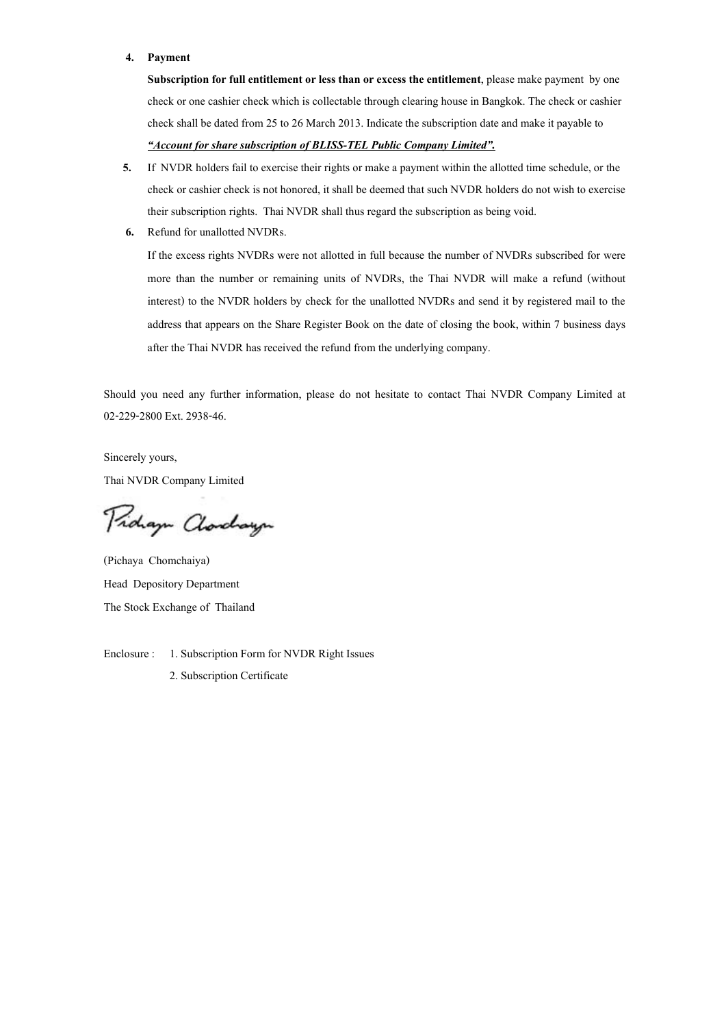4. **Payment**

   **Subscription for full entitlement or less than or excess the entitlement**, please make payment by one check or one cashier check which is collectable through clearing house in Bangkok. The check or cashier check shall be dated from 25 to 26 March 2013. Indicate the subscription date and make it payable to ***<u>"Account for share subscription of BLISS-TEL Public Company Limited".</u>***

5. If NVDR holders fail to exercise their rights or make a payment within the allotted time schedule, or the check or cashier check is not honored, it shall be deemed that such NVDR holders do not wish to exercise their subscription rights. Thai NVDR shall thus regard the subscription as being void.

6. Refund for unallotted NVDRs.

   If the excess rights NVDRs were not allotted in full because the number of NVDRs subscribed for were more than the number or remaining units of NVDRs, the Thai NVDR will make a refund (without interest) to the NVDR holders by check for the unallotted NVDRs and send it by registered mail to the address that appears on the Share Register Book on the date of closing the book, within 7 business days after the Thai NVDR has received the refund from the underlying company.

Should you need any further information, please do not hesitate to contact Thai NVDR Company Limited at 02-229-2800 Ext. 2938-46.

Sincerely yours,

Thai NVDR Company Limited

(Pichaya Chomchaiya)

Head Depository Department

The Stock Exchange of Thailand

Enclosure : 1. Subscription Form for NVDR Right Issues

2. Subscription Certificate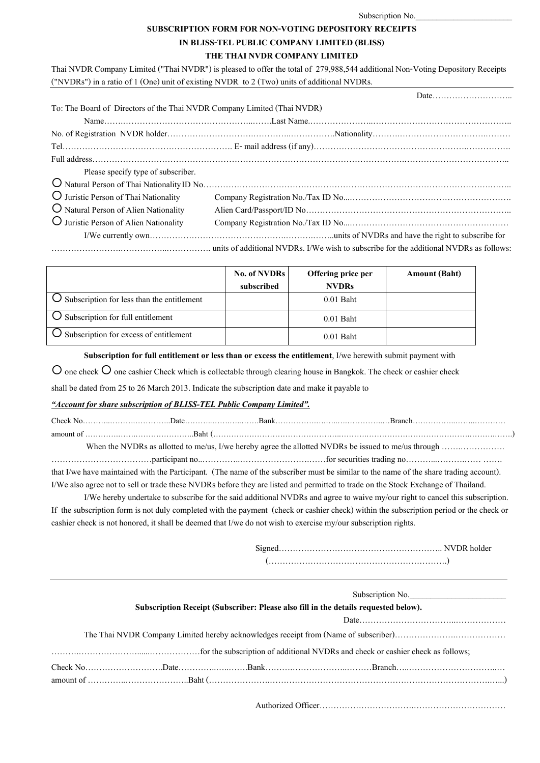Subscription No.______________________

# SUBSCRIPTION FORM FOR NON-VOTING DEPOSITORY RECEIPTS IN BLISS-TEL PUBLIC COMPANY LIMITED (BLISS)

## THE THAI NVDR COMPANY LIMITED

Thai NVDR Company Limited ("Thai NVDR") is pleased to offer the total of 279,988,544 additional Non-Voting Depository Receipts ("NVDRs") in a ratio of 1 (One) unit of existing NVDR to 2 (Two) units of additional NVDRs.

Date………………………..

To: The Board of Directors of the Thai NVDR Company Limited (Thai NVDR)

Name……..……………………………………..…….Last Name.…………………..…………………………………………..

No. of Registration NVDR holder…………………………..………..…………….Nationality……….……………………….………

Tel……………………………………………………. E- mail address (if any)…………………………………………….……………..

Full address……………………………………………………………………………………….………………………………..

Please specify type of subscriber.

○ Natural Person of Thai Nationality ID No……………………………………………………………………………………….……..

○ Juristic Person of Thai Nationality Company Registration No./Tax ID No...………………………………………………….

○ Natural Person of Alien Nationality Alien Card/Passport/ID No……………………………………………………………..

○ Juristic Person of Alien Nationality Company Registration No./Tax ID No...…………………………………………………

I/We currently own……………………………………………..……..……..units of NVDRs and have the right to subscribe for ……………………..……………..……………. units of additional NVDRs. I/We wish to subscribe for the additional NVDRs as follows:

| | No. of NVDRs subscribed | Offering price per NVDRs | Amount (Baht) |
|---|---|---|---|
| ○ Subscription for less than the entitlement | | 0.01 Baht | |
| ○ Subscription for full entitlement | | 0.01 Baht | |
| ○ Subscription for excess of entitlement | | 0.01 Baht | |

**Subscription for full entitlement or less than or excess the entitlement**, I/we herewith submit payment with

○ one check ○ one cashier Check which is collectable through clearing house in Bangkok. The check or cashier check shall be dated from 25 to 26 March 2013. Indicate the subscription date and make it payable to

***"Account for share subscription of BLISS-TEL Public Company Limited".***

Check No………..……….…………..Date………..……..…..……Bank…………….……..….………..…Branch…………….……..………… amount of ………….……..……………….Baht (………………………………………..……….…………………………….………….…….)

When the NVDRs as allotted to me/us, I/we hereby agree the allotted NVDRs be issued to me/us through …….…………….

………………………………participant no..…………..………………….……for securities trading no………..……….…… …….

that I/we have maintained with the Participant. (The name of the subscriber must be similar to the name of the share trading account). I/We also agree not to sell or trade these NVDRs before they are listed and permitted to trade on the Stock Exchange of Thailand.

I/We hereby undertake to subscribe for the said additional NVDRs and agree to waive my/our right to cancel this subscription. If the subscription form is not duly completed with the payment (check or cashier check) within the subscription period or the check or cashier check is not honored, it shall be deemed that I/we do not wish to exercise my/our subscription rights.

Signed………………………………………………….. NVDR holder

(……………………………………………………….)

---

Subscription No.______________________

**Subscription Receipt (Subscriber: Please also fill in the details requested below).**

Date……………………………..………………

The Thai NVDR Company Limited hereby acknowledges receipt from (Name of subscriber)………………….………………

……….…………………......………………for the subscription of additional NVDRs and check or cashier check as follows;

Check No……………………….Date………..….…….Bank…….…………………..………Branch…..…………………………..… amount of …………..…………………..Baht (………………….…………………………………………………………………...)

Authorized Officer……………………………….……………………………